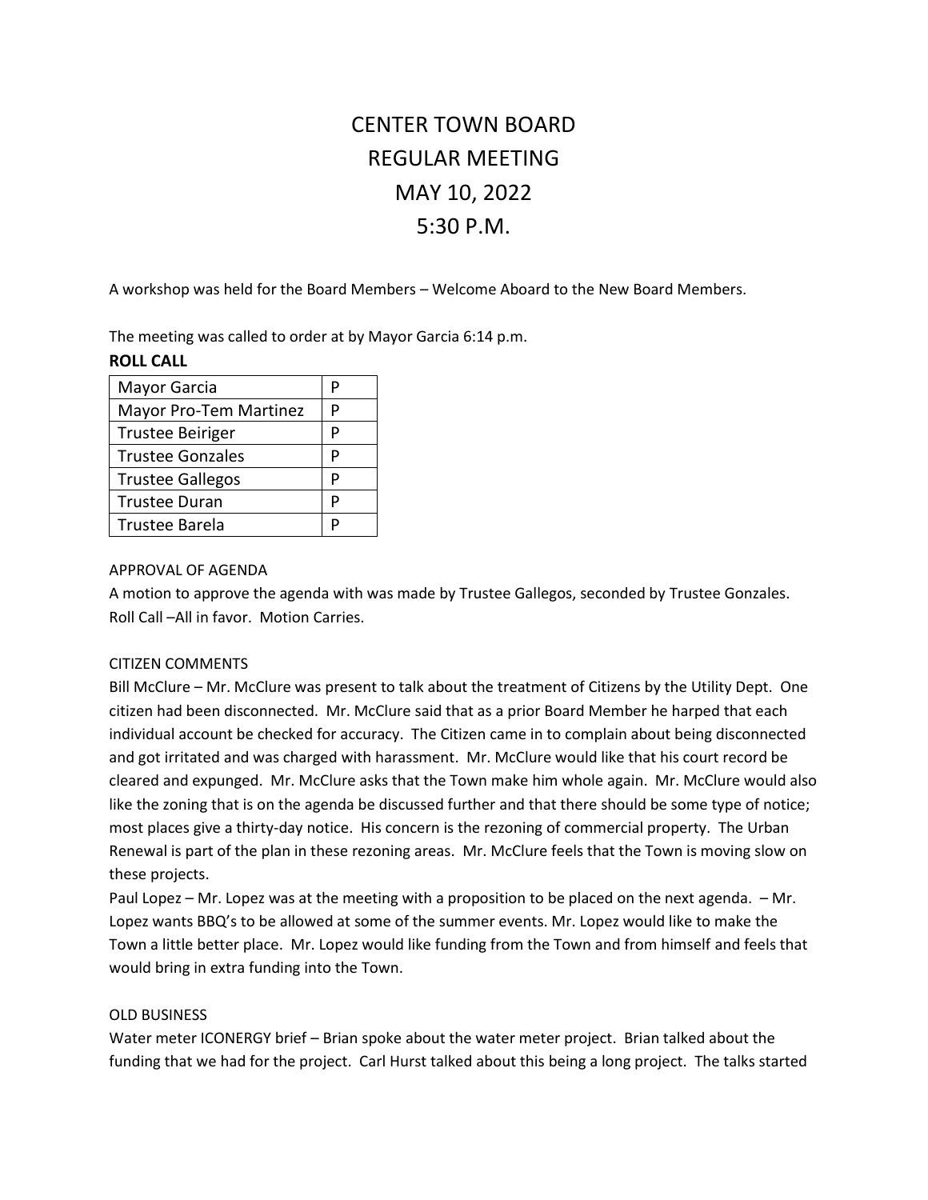# CENTER TOWN BOARD
# REGULAR MEETING
# MAY 10, 2022
# 5:30 P.M.

A workshop was held for the Board Members – Welcome Aboard to the New Board Members.

The meeting was called to order at by Mayor Garcia 6:14 p.m.

**ROLL CALL**

| | |
|---|---|
| Mayor Garcia | P |
| Mayor Pro-Tem Martinez | P |
| Trustee Beiriger | P |
| Trustee Gonzales | P |
| Trustee Gallegos | P |
| Trustee Duran | P |
| Trustee Barela | P |

APPROVAL OF AGENDA

A motion to approve the agenda with was made by Trustee Gallegos, seconded by Trustee Gonzales. Roll Call –All in favor. Motion Carries.

CITIZEN COMMENTS

Bill McClure – Mr. McClure was present to talk about the treatment of Citizens by the Utility Dept. One citizen had been disconnected. Mr. McClure said that as a prior Board Member he harped that each individual account be checked for accuracy. The Citizen came in to complain about being disconnected and got irritated and was charged with harassment. Mr. McClure would like that his court record be cleared and expunged. Mr. McClure asks that the Town make him whole again. Mr. McClure would also like the zoning that is on the agenda be discussed further and that there should be some type of notice; most places give a thirty-day notice. His concern is the rezoning of commercial property. The Urban Renewal is part of the plan in these rezoning areas. Mr. McClure feels that the Town is moving slow on these projects.

Paul Lopez – Mr. Lopez was at the meeting with a proposition to be placed on the next agenda. – Mr. Lopez wants BBQ's to be allowed at some of the summer events. Mr. Lopez would like to make the Town a little better place. Mr. Lopez would like funding from the Town and from himself and feels that would bring in extra funding into the Town.

OLD BUSINESS

Water meter ICONERGY brief – Brian spoke about the water meter project. Brian talked about the funding that we had for the project. Carl Hurst talked about this being a long project. The talks started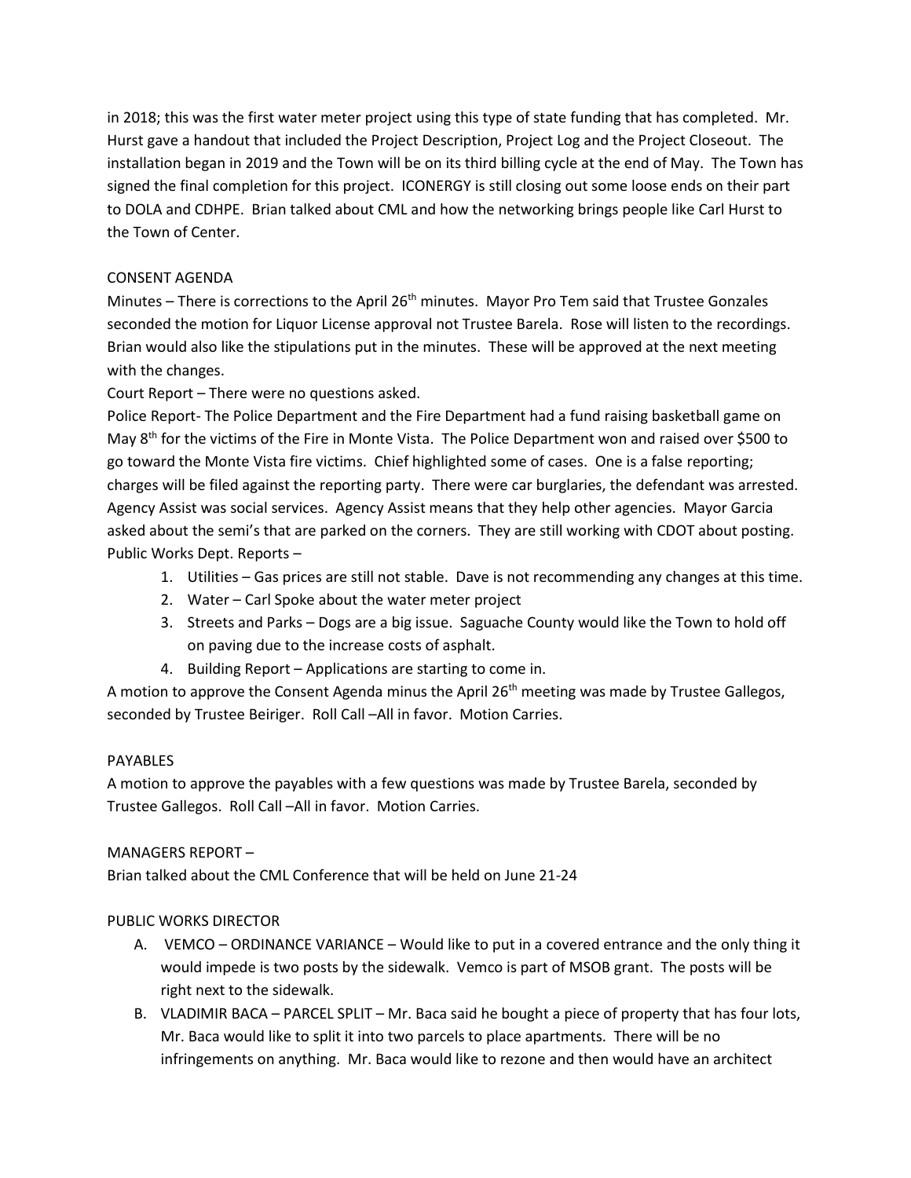in 2018; this was the first water meter project using this type of state funding that has completed. Mr. Hurst gave a handout that included the Project Description, Project Log and the Project Closeout. The installation began in 2019 and the Town will be on its third billing cycle at the end of May. The Town has signed the final completion for this project. ICONERGY is still closing out some loose ends on their part to DOLA and CDHPE. Brian talked about CML and how the networking brings people like Carl Hurst to the Town of Center.

CONSENT AGENDA

Minutes – There is corrections to the April 26th minutes. Mayor Pro Tem said that Trustee Gonzales seconded the motion for Liquor License approval not Trustee Barela. Rose will listen to the recordings. Brian would also like the stipulations put in the minutes. These will be approved at the next meeting with the changes.

Court Report – There were no questions asked.

Police Report- The Police Department and the Fire Department had a fund raising basketball game on May 8th for the victims of the Fire in Monte Vista. The Police Department won and raised over $500 to go toward the Monte Vista fire victims. Chief highlighted some of cases. One is a false reporting; charges will be filed against the reporting party. There were car burglaries, the defendant was arrested. Agency Assist was social services. Agency Assist means that they help other agencies. Mayor Garcia asked about the semi's that are parked on the corners. They are still working with CDOT about posting.

Public Works Dept. Reports –

1. Utilities – Gas prices are still not stable. Dave is not recommending any changes at this time.
2. Water – Carl Spoke about the water meter project
3. Streets and Parks – Dogs are a big issue. Saguache County would like the Town to hold off on paving due to the increase costs of asphalt.
4. Building Report – Applications are starting to come in.

A motion to approve the Consent Agenda minus the April 26th meeting was made by Trustee Gallegos, seconded by Trustee Beiriger. Roll Call –All in favor. Motion Carries.

PAYABLES

A motion to approve the payables with a few questions was made by Trustee Barela, seconded by Trustee Gallegos. Roll Call –All in favor. Motion Carries.

MANAGERS REPORT –

Brian talked about the CML Conference that will be held on June 21-24

PUBLIC WORKS DIRECTOR

A. VEMCO – ORDINANCE VARIANCE – Would like to put in a covered entrance and the only thing it would impede is two posts by the sidewalk. Vemco is part of MSOB grant. The posts will be right next to the sidewalk.
B. VLADIMIR BACA – PARCEL SPLIT – Mr. Baca said he bought a piece of property that has four lots, Mr. Baca would like to split it into two parcels to place apartments. There will be no infringements on anything. Mr. Baca would like to rezone and then would have an architect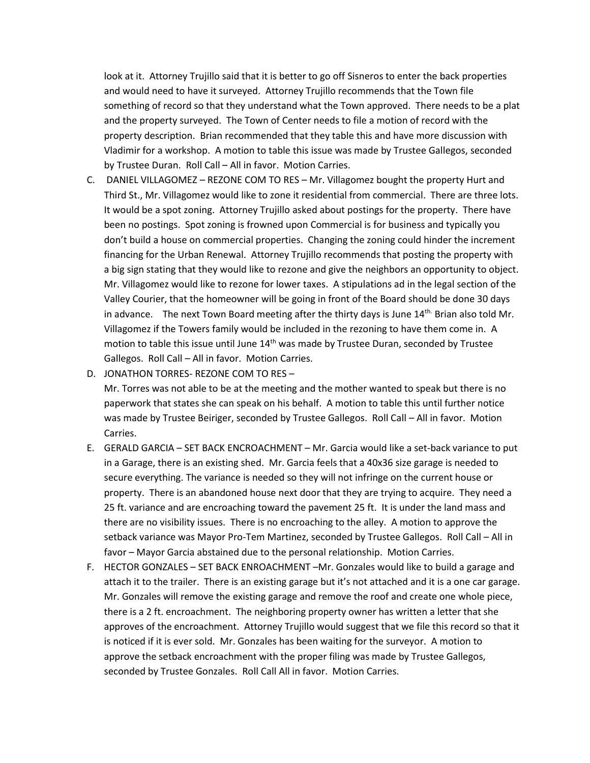look at it. Attorney Trujillo said that it is better to go off Sisneros to enter the back properties and would need to have it surveyed. Attorney Trujillo recommends that the Town file something of record so that they understand what the Town approved. There needs to be a plat and the property surveyed. The Town of Center needs to file a motion of record with the property description. Brian recommended that they table this and have more discussion with Vladimir for a workshop. A motion to table this issue was made by Trustee Gallegos, seconded by Trustee Duran. Roll Call – All in favor. Motion Carries.

C. DANIEL VILLAGOMEZ – REZONE COM TO RES – Mr. Villagomez bought the property Hurt and Third St., Mr. Villagomez would like to zone it residential from commercial. There are three lots. It would be a spot zoning. Attorney Trujillo asked about postings for the property. There have been no postings. Spot zoning is frowned upon Commercial is for business and typically you don't build a house on commercial properties. Changing the zoning could hinder the increment financing for the Urban Renewal. Attorney Trujillo recommends that posting the property with a big sign stating that they would like to rezone and give the neighbors an opportunity to object. Mr. Villagomez would like to rezone for lower taxes. A stipulations ad in the legal section of the Valley Courier, that the homeowner will be going in front of the Board should be done 30 days in advance. The next Town Board meeting after the thirty days is June 14th. Brian also told Mr. Villagomez if the Towers family would be included in the rezoning to have them come in. A motion to table this issue until June 14th was made by Trustee Duran, seconded by Trustee Gallegos. Roll Call – All in favor. Motion Carries.

D. JONATHON TORRES- REZONE COM TO RES –
Mr. Torres was not able to be at the meeting and the mother wanted to speak but there is no paperwork that states she can speak on his behalf. A motion to table this until further notice was made by Trustee Beiriger, seconded by Trustee Gallegos. Roll Call – All in favor. Motion Carries.

E. GERALD GARCIA – SET BACK ENCROACHMENT – Mr. Garcia would like a set-back variance to put in a Garage, there is an existing shed. Mr. Garcia feels that a 40x36 size garage is needed to secure everything. The variance is needed so they will not infringe on the current house or property. There is an abandoned house next door that they are trying to acquire. They need a 25 ft. variance and are encroaching toward the pavement 25 ft. It is under the land mass and there are no visibility issues. There is no encroaching to the alley. A motion to approve the setback variance was Mayor Pro-Tem Martinez, seconded by Trustee Gallegos. Roll Call – All in favor – Mayor Garcia abstained due to the personal relationship. Motion Carries.

F. HECTOR GONZALES – SET BACK ENROACHMENT –Mr. Gonzales would like to build a garage and attach it to the trailer. There is an existing garage but it's not attached and it is a one car garage. Mr. Gonzales will remove the existing garage and remove the roof and create one whole piece, there is a 2 ft. encroachment. The neighboring property owner has written a letter that she approves of the encroachment. Attorney Trujillo would suggest that we file this record so that it is noticed if it is ever sold. Mr. Gonzales has been waiting for the surveyor. A motion to approve the setback encroachment with the proper filing was made by Trustee Gallegos, seconded by Trustee Gonzales. Roll Call All in favor. Motion Carries.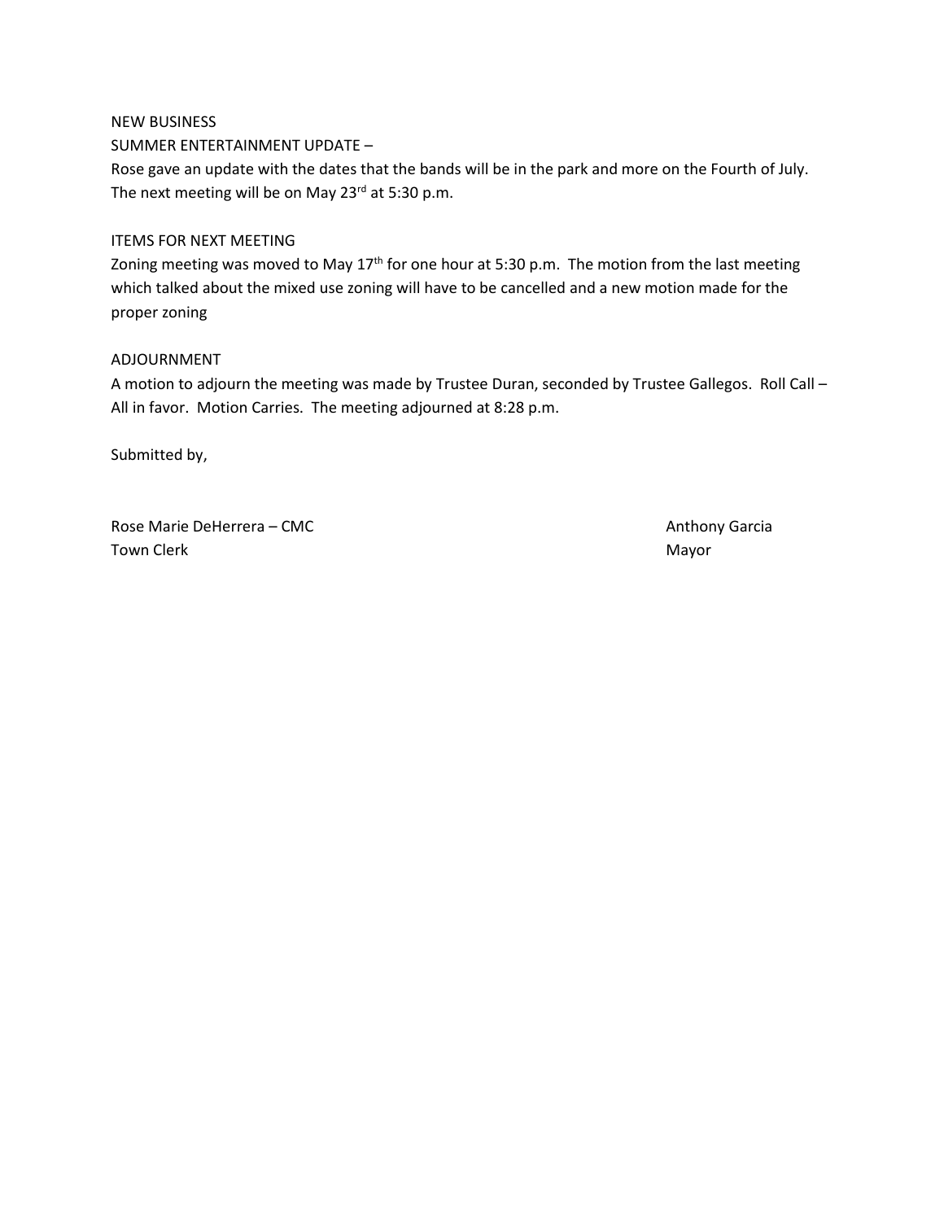NEW BUSINESS

SUMMER ENTERTAINMENT UPDATE –

Rose gave an update with the dates that the bands will be in the park and more on the Fourth of July. The next meeting will be on May 23rd at 5:30 p.m.

ITEMS FOR NEXT MEETING

Zoning meeting was moved to May 17th for one hour at 5:30 p.m. The motion from the last meeting which talked about the mixed use zoning will have to be cancelled and a new motion made for the proper zoning

ADJOURNMENT

A motion to adjourn the meeting was made by Trustee Duran, seconded by Trustee Gallegos. Roll Call – All in favor. Motion Carries. The meeting adjourned at 8:28 p.m.

Submitted by,

Rose Marie DeHerrera – CMC
Town Clerk

Anthony Garcia
Mayor